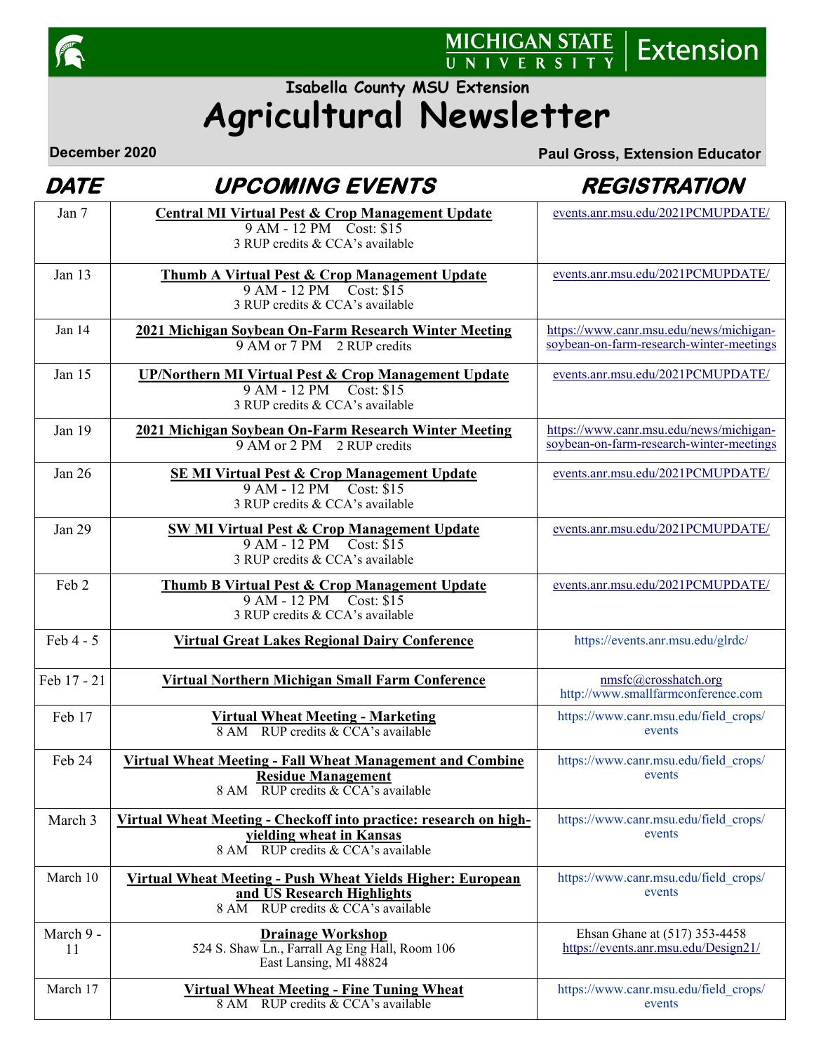Michigan State University Extension

### Isabella County MSU Extension

# Agricultural Newsletter

**December 2020** **Paul Gross, Extension Educator**

| DATE | UPCOMING EVENTS | REGISTRATION |
|---|---|---|
| Jan 7 | **Central MI Virtual Pest & Crop Management Update** 9 AM - 12 PM Cost: $15 3 RUP credits & CCA's available | events.anr.msu.edu/2021PCMUPDATE/ |
| Jan 13 | **Thumb A Virtual Pest & Crop Management Update** 9 AM - 12 PM Cost: $15 3 RUP credits & CCA's available | events.anr.msu.edu/2021PCMUPDATE/ |
| Jan 14 | **2021 Michigan Soybean On-Farm Research Winter Meeting** 9 AM or 7 PM 2 RUP credits | https://www.canr.msu.edu/news/michigan-soybean-on-farm-research-winter-meetings |
| Jan 15 | **UP/Northern MI Virtual Pest & Crop Management Update** 9 AM - 12 PM Cost: $15 3 RUP credits & CCA's available | events.anr.msu.edu/2021PCMUPDATE/ |
| Jan 19 | **2021 Michigan Soybean On-Farm Research Winter Meeting** 9 AM or 2 PM 2 RUP credits | https://www.canr.msu.edu/news/michigan-soybean-on-farm-research-winter-meetings |
| Jan 26 | **SE MI Virtual Pest & Crop Management Update** 9 AM - 12 PM Cost: $15 3 RUP credits & CCA's available | events.anr.msu.edu/2021PCMUPDATE/ |
| Jan 29 | **SW MI Virtual Pest & Crop Management Update** 9 AM - 12 PM Cost: $15 3 RUP credits & CCA's available | events.anr.msu.edu/2021PCMUPDATE/ |
| Feb 2 | **Thumb B Virtual Pest & Crop Management Update** 9 AM - 12 PM Cost: $15 3 RUP credits & CCA's available | events.anr.msu.edu/2021PCMUPDATE/ |
| Feb 4 - 5 | **Virtual Great Lakes Regional Dairy Conference** | https://events.anr.msu.edu/glrdc/ |
| Feb 17 - 21 | **Virtual Northern Michigan Small Farm Conference** | nmsfc@crosshatch.org http://www.smallfarmconference.com |
| Feb 17 | **Virtual Wheat Meeting - Marketing** 8 AM RUP credits & CCA's available | https://www.canr.msu.edu/field_crops/events |
| Feb 24 | **Virtual Wheat Meeting - Fall Wheat Management and Combine Residue Management** 8 AM RUP credits & CCA's available | https://www.canr.msu.edu/field_crops/events |
| March 3 | **Virtual Wheat Meeting - Checkoff into practice: research on high-yielding wheat in Kansas** 8 AM RUP credits & CCA's available | https://www.canr.msu.edu/field_crops/events |
| March 10 | **Virtual Wheat Meeting - Push Wheat Yields Higher: European and US Research Highlights** 8 AM RUP credits & CCA's available | https://www.canr.msu.edu/field_crops/events |
| March 9 - 11 | **Drainage Workshop** 524 S. Shaw Ln., Farrall Ag Eng Hall, Room 106 East Lansing, MI 48824 | Ehsan Ghane at (517) 353-4458 https://events.anr.msu.edu/Design21/ |
| March 17 | **Virtual Wheat Meeting - Fine Tuning Wheat** 8 AM RUP credits & CCA's available | https://www.canr.msu.edu/field_crops/events |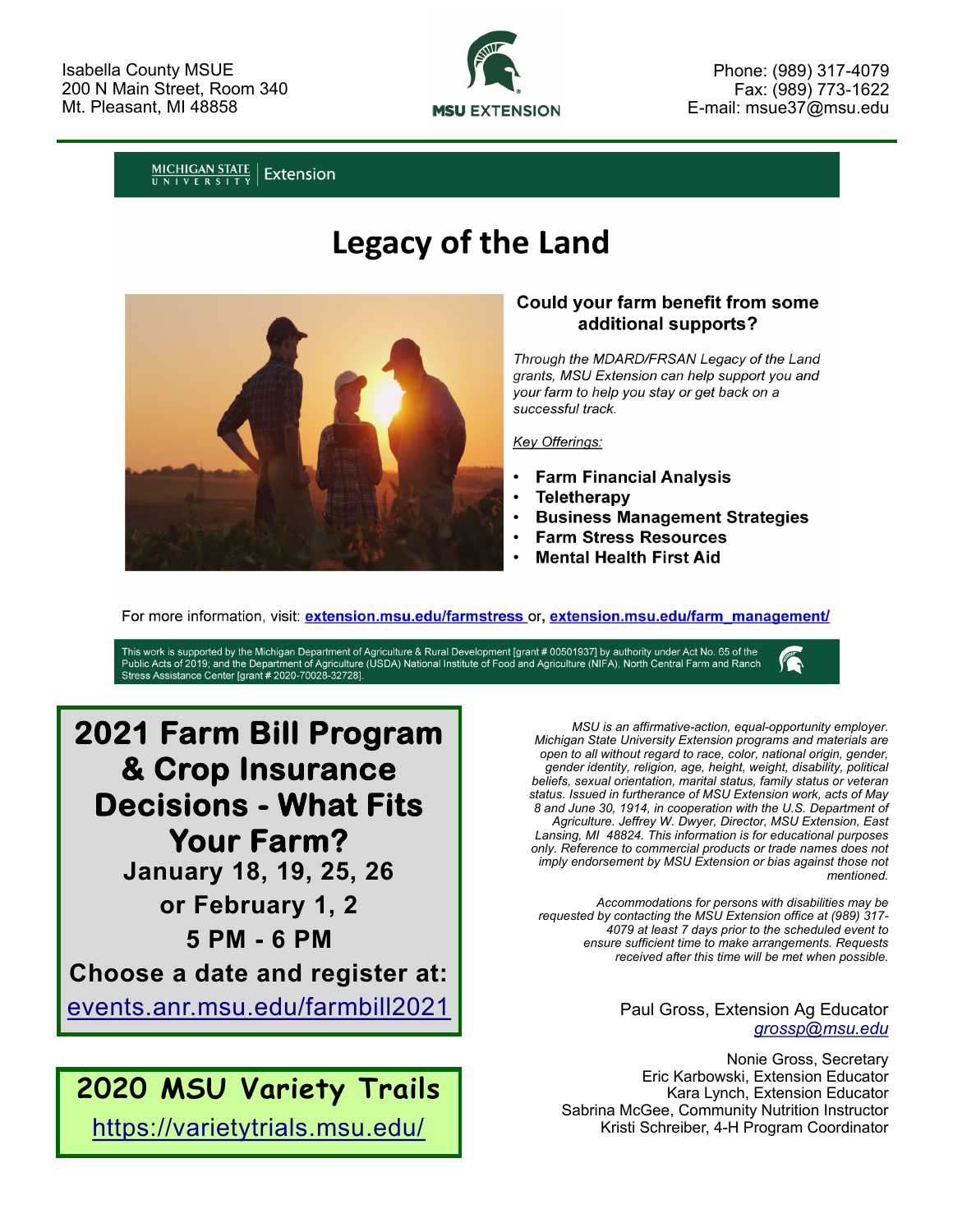Isabella County MSUE
200 N Main Street, Room 340
Mt. Pleasant, MI 48858

MSU EXTENSION

Phone: (989) 317-4079
Fax: (989) 773-1622
E-mail: msue37@msu.edu

MICHIGAN STATE UNIVERSITY | Extension

# Legacy of the Land

### Could your farm benefit from some additional supports?

*Through the MDARD/FRSAN Legacy of the Land grants, MSU Extension can help support you and your farm to help you stay or get back on a successful track.*

*Key Offerings:*

- **Farm Financial Analysis**
- **Teletherapy**
- **Business Management Strategies**
- **Farm Stress Resources**
- **Mental Health First Aid**

For more information, visit: **extension.msu.edu/farmstress** or, **extension.msu.edu/farm_management/**

This work is supported by the Michigan Department of Agriculture & Rural Development [grant # 00501937] by authority under Act No. 65 of the Public Acts of 2019; and the Department of Agriculture (USDA) National Institute of Food and Agriculture (NIFA), North Central Farm and Ranch Stress Assistance Center [grant # 2020-70028-32728].

## 2021 Farm Bill Program & Crop Insurance Decisions - What Fits Your Farm?

**January 18, 19, 25, 26**

**or February 1, 2**

**5 PM - 6 PM**

**Choose a date and register at:**

events.anr.msu.edu/farmbill2021

## 2020 MSU Variety Trails

https://varietytrials.msu.edu/

*MSU is an affirmative-action, equal-opportunity employer. Michigan State University Extension programs and materials are open to all without regard to race, color, national origin, gender, gender identity, religion, age, height, weight, disability, political beliefs, sexual orientation, marital status, family status or veteran status. Issued in furtherance of MSU Extension work, acts of May 8 and June 30, 1914, in cooperation with the U.S. Department of Agriculture. Jeffrey W. Dwyer, Director, MSU Extension, East Lansing, MI 48824. This information is for educational purposes only. Reference to commercial products or trade names does not imply endorsement by MSU Extension or bias against those not mentioned.*

*Accommodations for persons with disabilities may be requested by contacting the MSU Extension office at (989) 317-4079 at least 7 days prior to the scheduled event to ensure sufficient time to make arrangements. Requests received after this time will be met when possible.*

Paul Gross, Extension Ag Educator
*grossp@msu.edu*

Nonie Gross, Secretary
Eric Karbowski, Extension Educator
Kara Lynch, Extension Educator
Sabrina McGee, Community Nutrition Instructor
Kristi Schreiber, 4-H Program Coordinator